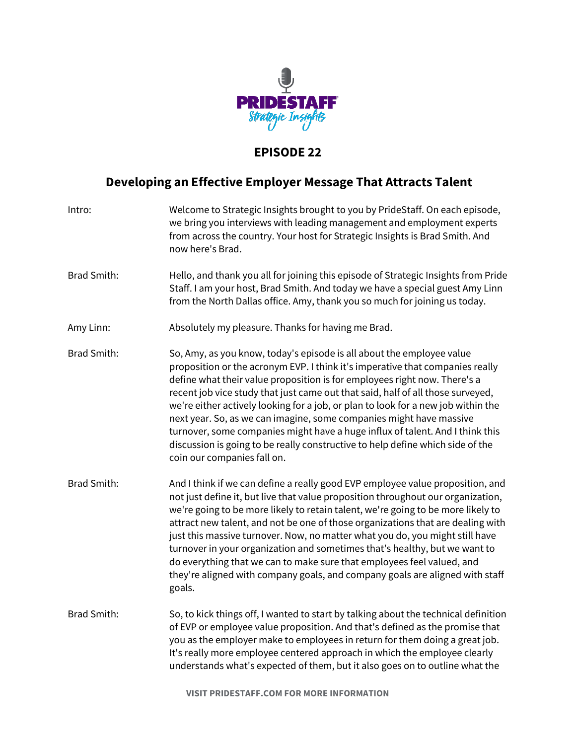# EPISODE 22

## Developing an Effective Employer Message That Attracts Talent

| | |
|---|---|
| Intro: | Welcome to Strategic Insights brought to you by PrideStaff. On each episode, we bring you interviews with leading management and employment experts from across the country. Your host for Strategic Insights is Brad Smith. And now here's Brad. |
| Brad Smith: | Hello, and thank you all for joining this episode of Strategic Insights from Pride Staff. I am your host, Brad Smith. And today we have a special guest Amy Linn from the North Dallas office. Amy, thank you so much for joining us today. |
| Amy Linn: | Absolutely my pleasure. Thanks for having me Brad. |
| Brad Smith: | So, Amy, as you know, today's episode is all about the employee value proposition or the acronym EVP. I think it's imperative that companies really define what their value proposition is for employees right now. There's a recent job vice study that just came out that said, half of all those surveyed, we're either actively looking for a job, or plan to look for a new job within the next year. So, as we can imagine, some companies might have massive turnover, some companies might have a huge influx of talent. And I think this discussion is going to be really constructive to help define which side of the coin our companies fall on. |
| Brad Smith: | And I think if we can define a really good EVP employee value proposition, and not just define it, but live that value proposition throughout our organization, we're going to be more likely to retain talent, we're going to be more likely to attract new talent, and not be one of those organizations that are dealing with just this massive turnover. Now, no matter what you do, you might still have turnover in your organization and sometimes that's healthy, but we want to do everything that we can to make sure that employees feel valued, and they're aligned with company goals, and company goals are aligned with staff goals. |
| Brad Smith: | So, to kick things off, I wanted to start by talking about the technical definition of EVP or employee value proposition. And that's defined as the promise that you as the employer make to employees in return for them doing a great job. It's really more employee centered approach in which the employee clearly understands what's expected of them, but it also goes on to outline what the |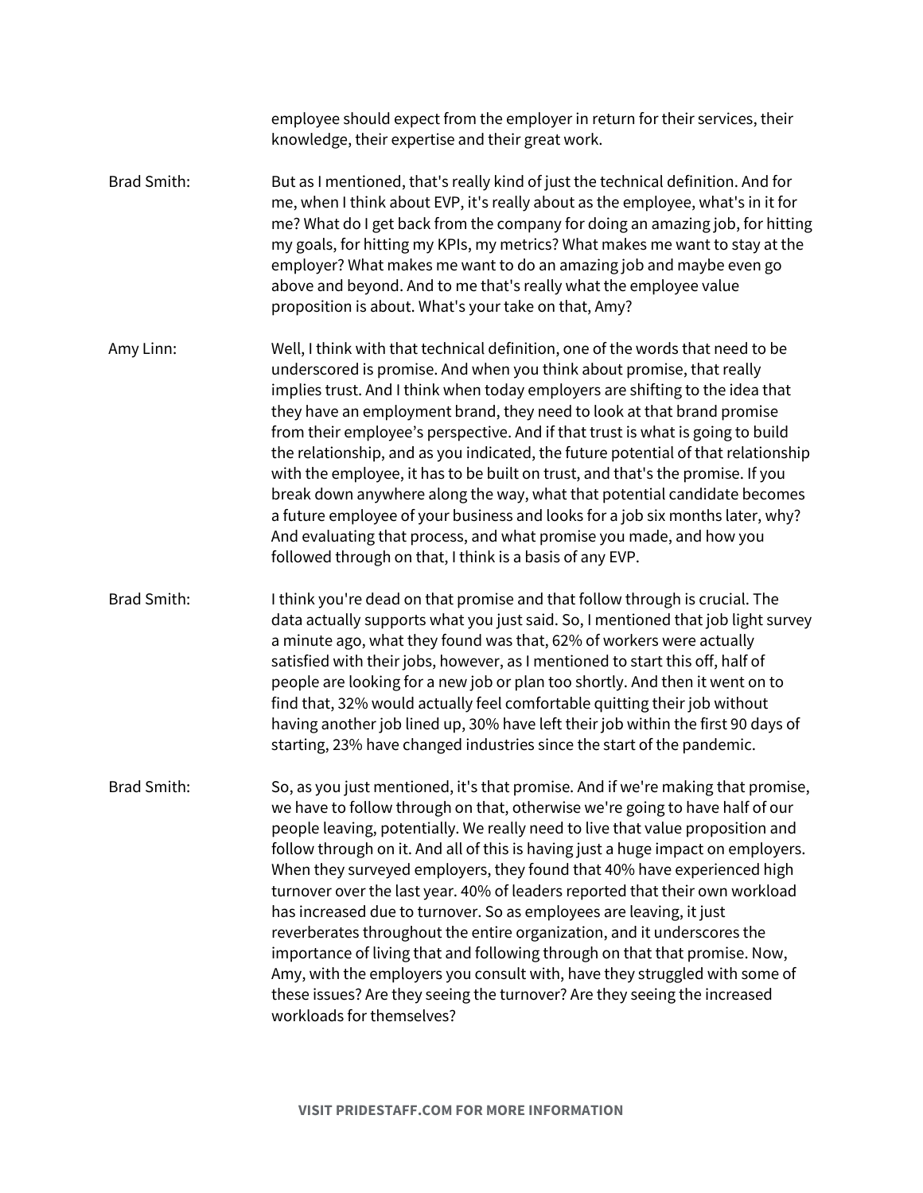employee should expect from the employer in return for their services, their knowledge, their expertise and their great work.

Brad Smith: But as I mentioned, that's really kind of just the technical definition. And for me, when I think about EVP, it's really about as the employee, what's in it for me? What do I get back from the company for doing an amazing job, for hitting my goals, for hitting my KPIs, my metrics? What makes me want to stay at the employer? What makes me want to do an amazing job and maybe even go above and beyond. And to me that's really what the employee value proposition is about. What's your take on that, Amy?

Amy Linn: Well, I think with that technical definition, one of the words that need to be underscored is promise. And when you think about promise, that really implies trust. And I think when today employers are shifting to the idea that they have an employment brand, they need to look at that brand promise from their employee's perspective. And if that trust is what is going to build the relationship, and as you indicated, the future potential of that relationship with the employee, it has to be built on trust, and that's the promise. If you break down anywhere along the way, what that potential candidate becomes a future employee of your business and looks for a job six months later, why? And evaluating that process, and what promise you made, and how you followed through on that, I think is a basis of any EVP.

Brad Smith: I think you're dead on that promise and that follow through is crucial. The data actually supports what you just said. So, I mentioned that job light survey a minute ago, what they found was that, 62% of workers were actually satisfied with their jobs, however, as I mentioned to start this off, half of people are looking for a new job or plan too shortly. And then it went on to find that, 32% would actually feel comfortable quitting their job without having another job lined up, 30% have left their job within the first 90 days of starting, 23% have changed industries since the start of the pandemic.

Brad Smith: So, as you just mentioned, it's that promise. And if we're making that promise, we have to follow through on that, otherwise we're going to have half of our people leaving, potentially. We really need to live that value proposition and follow through on it. And all of this is having just a huge impact on employers. When they surveyed employers, they found that 40% have experienced high turnover over the last year. 40% of leaders reported that their own workload has increased due to turnover. So as employees are leaving, it just reverberates throughout the entire organization, and it underscores the importance of living that and following through on that that promise. Now, Amy, with the employers you consult with, have they struggled with some of these issues? Are they seeing the turnover? Are they seeing the increased workloads for themselves?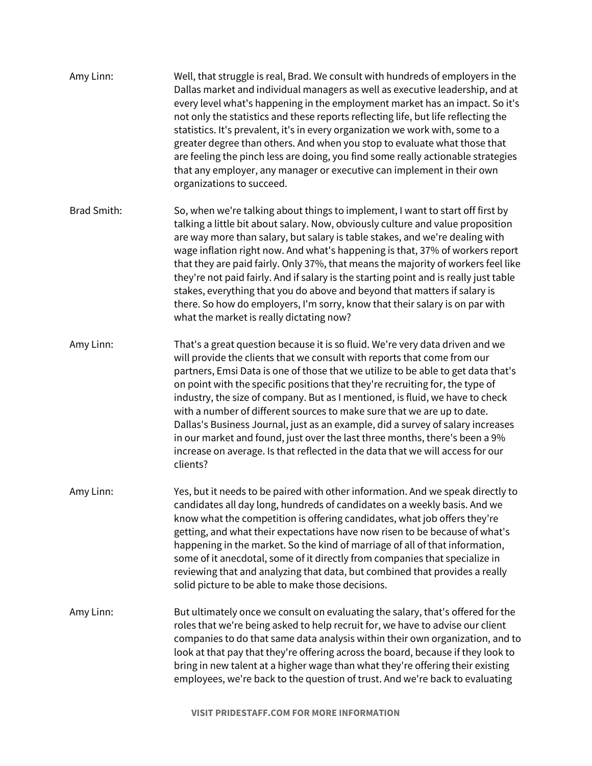Amy Linn: Well, that struggle is real, Brad. We consult with hundreds of employers in the Dallas market and individual managers as well as executive leadership, and at every level what's happening in the employment market has an impact. So it's not only the statistics and these reports reflecting life, but life reflecting the statistics. It's prevalent, it's in every organization we work with, some to a greater degree than others. And when you stop to evaluate what those that are feeling the pinch less are doing, you find some really actionable strategies that any employer, any manager or executive can implement in their own organizations to succeed.

Brad Smith: So, when we're talking about things to implement, I want to start off first by talking a little bit about salary. Now, obviously culture and value proposition are way more than salary, but salary is table stakes, and we're dealing with wage inflation right now. And what's happening is that, 37% of workers report that they are paid fairly. Only 37%, that means the majority of workers feel like they're not paid fairly. And if salary is the starting point and is really just table stakes, everything that you do above and beyond that matters if salary is there. So how do employers, I'm sorry, know that their salary is on par with what the market is really dictating now?

Amy Linn: That's a great question because it is so fluid. We're very data driven and we will provide the clients that we consult with reports that come from our partners, Emsi Data is one of those that we utilize to be able to get data that's on point with the specific positions that they're recruiting for, the type of industry, the size of company. But as I mentioned, is fluid, we have to check with a number of different sources to make sure that we are up to date. Dallas's Business Journal, just as an example, did a survey of salary increases in our market and found, just over the last three months, there's been a 9% increase on average. Is that reflected in the data that we will access for our clients?

Amy Linn: Yes, but it needs to be paired with other information. And we speak directly to candidates all day long, hundreds of candidates on a weekly basis. And we know what the competition is offering candidates, what job offers they're getting, and what their expectations have now risen to be because of what's happening in the market. So the kind of marriage of all of that information, some of it anecdotal, some of it directly from companies that specialize in reviewing that and analyzing that data, but combined that provides a really solid picture to be able to make those decisions.

Amy Linn: But ultimately once we consult on evaluating the salary, that's offered for the roles that we're being asked to help recruit for, we have to advise our client companies to do that same data analysis within their own organization, and to look at that pay that they're offering across the board, because if they look to bring in new talent at a higher wage than what they're offering their existing employees, we're back to the question of trust. And we're back to evaluating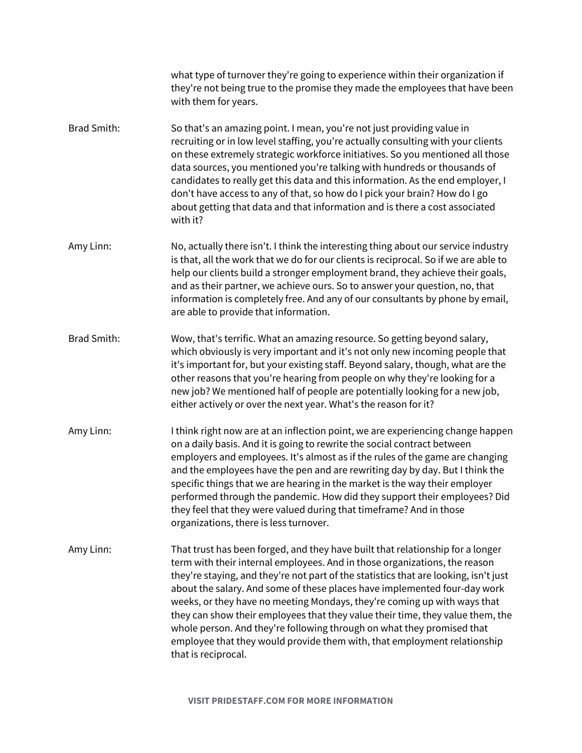what type of turnover they're going to experience within their organization if they're not being true to the promise they made the employees that have been with them for years.

Brad Smith: So that's an amazing point. I mean, you're not just providing value in recruiting or in low level staffing, you're actually consulting with your clients on these extremely strategic workforce initiatives. So you mentioned all those data sources, you mentioned you're talking with hundreds or thousands of candidates to really get this data and this information. As the end employer, I don't have access to any of that, so how do I pick your brain? How do I go about getting that data and that information and is there a cost associated with it?

Amy Linn: No, actually there isn't. I think the interesting thing about our service industry is that, all the work that we do for our clients is reciprocal. So if we are able to help our clients build a stronger employment brand, they achieve their goals, and as their partner, we achieve ours. So to answer your question, no, that information is completely free. And any of our consultants by phone by email, are able to provide that information.

Brad Smith: Wow, that's terrific. What an amazing resource. So getting beyond salary, which obviously is very important and it's not only new incoming people that it's important for, but your existing staff. Beyond salary, though, what are the other reasons that you're hearing from people on why they're looking for a new job? We mentioned half of people are potentially looking for a new job, either actively or over the next year. What's the reason for it?

Amy Linn: I think right now are at an inflection point, we are experiencing change happen on a daily basis. And it is going to rewrite the social contract between employers and employees. It's almost as if the rules of the game are changing and the employees have the pen and are rewriting day by day. But I think the specific things that we are hearing in the market is the way their employer performed through the pandemic. How did they support their employees? Did they feel that they were valued during that timeframe? And in those organizations, there is less turnover.

Amy Linn: That trust has been forged, and they have built that relationship for a longer term with their internal employees. And in those organizations, the reason they're staying, and they're not part of the statistics that are looking, isn't just about the salary. And some of these places have implemented four-day work weeks, or they have no meeting Mondays, they're coming up with ways that they can show their employees that they value their time, they value them, the whole person. And they're following through on what they promised that employee that they would provide them with, that employment relationship that is reciprocal.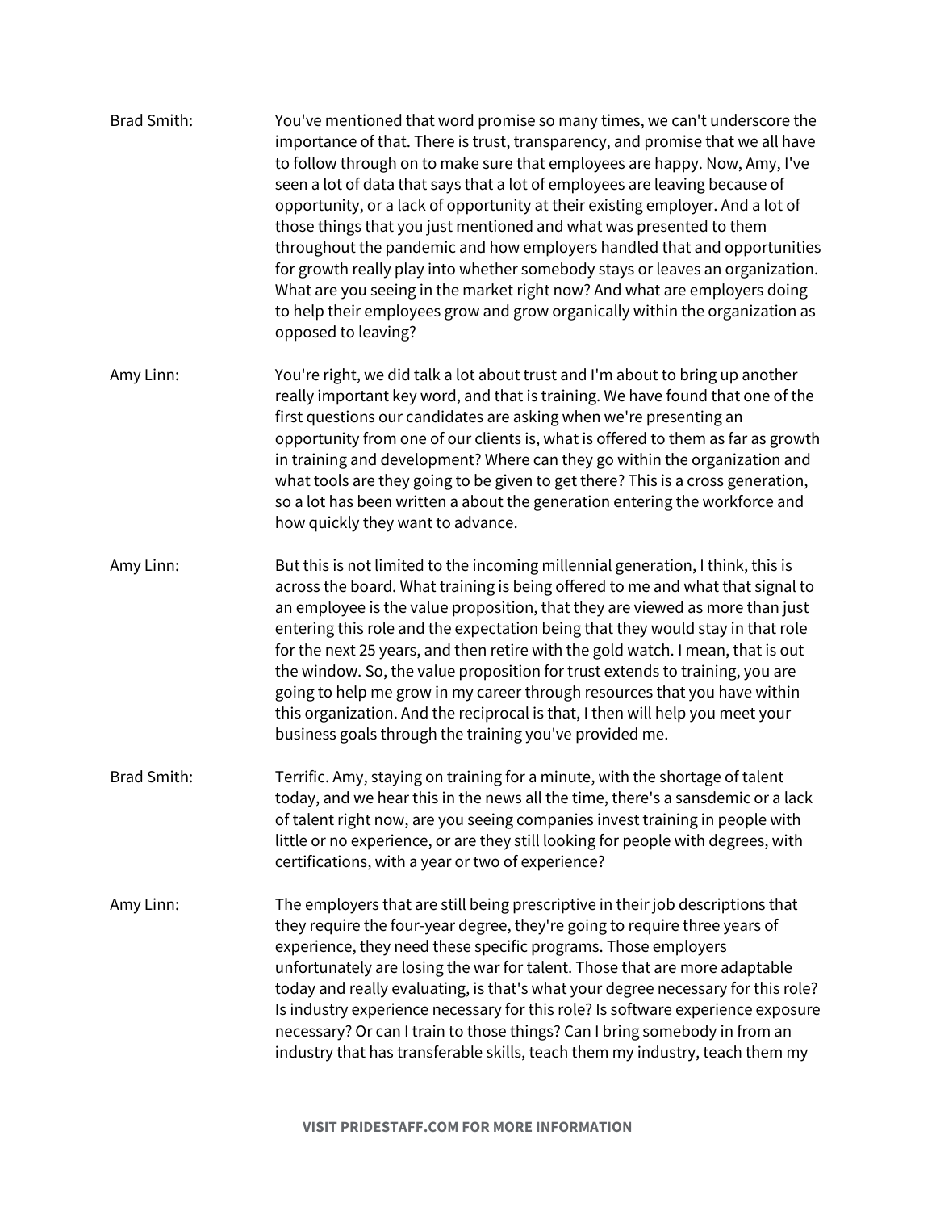**Brad Smith:** You've mentioned that word promise so many times, we can't underscore the importance of that. There is trust, transparency, and promise that we all have to follow through on to make sure that employees are happy. Now, Amy, I've seen a lot of data that says that a lot of employees are leaving because of opportunity, or a lack of opportunity at their existing employer. And a lot of those things that you just mentioned and what was presented to them throughout the pandemic and how employers handled that and opportunities for growth really play into whether somebody stays or leaves an organization. What are you seeing in the market right now? And what are employers doing to help their employees grow and grow organically within the organization as opposed to leaving?

**Amy Linn:** You're right, we did talk a lot about trust and I'm about to bring up another really important key word, and that is training. We have found that one of the first questions our candidates are asking when we're presenting an opportunity from one of our clients is, what is offered to them as far as growth in training and development? Where can they go within the organization and what tools are they going to be given to get there? This is a cross generation, so a lot has been written a about the generation entering the workforce and how quickly they want to advance.

**Amy Linn:** But this is not limited to the incoming millennial generation, I think, this is across the board. What training is being offered to me and what that signal to an employee is the value proposition, that they are viewed as more than just entering this role and the expectation being that they would stay in that role for the next 25 years, and then retire with the gold watch. I mean, that is out the window. So, the value proposition for trust extends to training, you are going to help me grow in my career through resources that you have within this organization. And the reciprocal is that, I then will help you meet your business goals through the training you've provided me.

**Brad Smith:** Terrific. Amy, staying on training for a minute, with the shortage of talent today, and we hear this in the news all the time, there's a sansdemic or a lack of talent right now, are you seeing companies invest training in people with little or no experience, or are they still looking for people with degrees, with certifications, with a year or two of experience?

**Amy Linn:** The employers that are still being prescriptive in their job descriptions that they require the four-year degree, they're going to require three years of experience, they need these specific programs. Those employers unfortunately are losing the war for talent. Those that are more adaptable today and really evaluating, is that's what your degree necessary for this role? Is industry experience necessary for this role? Is software experience exposure necessary? Or can I train to those things? Can I bring somebody in from an industry that has transferable skills, teach them my industry, teach them my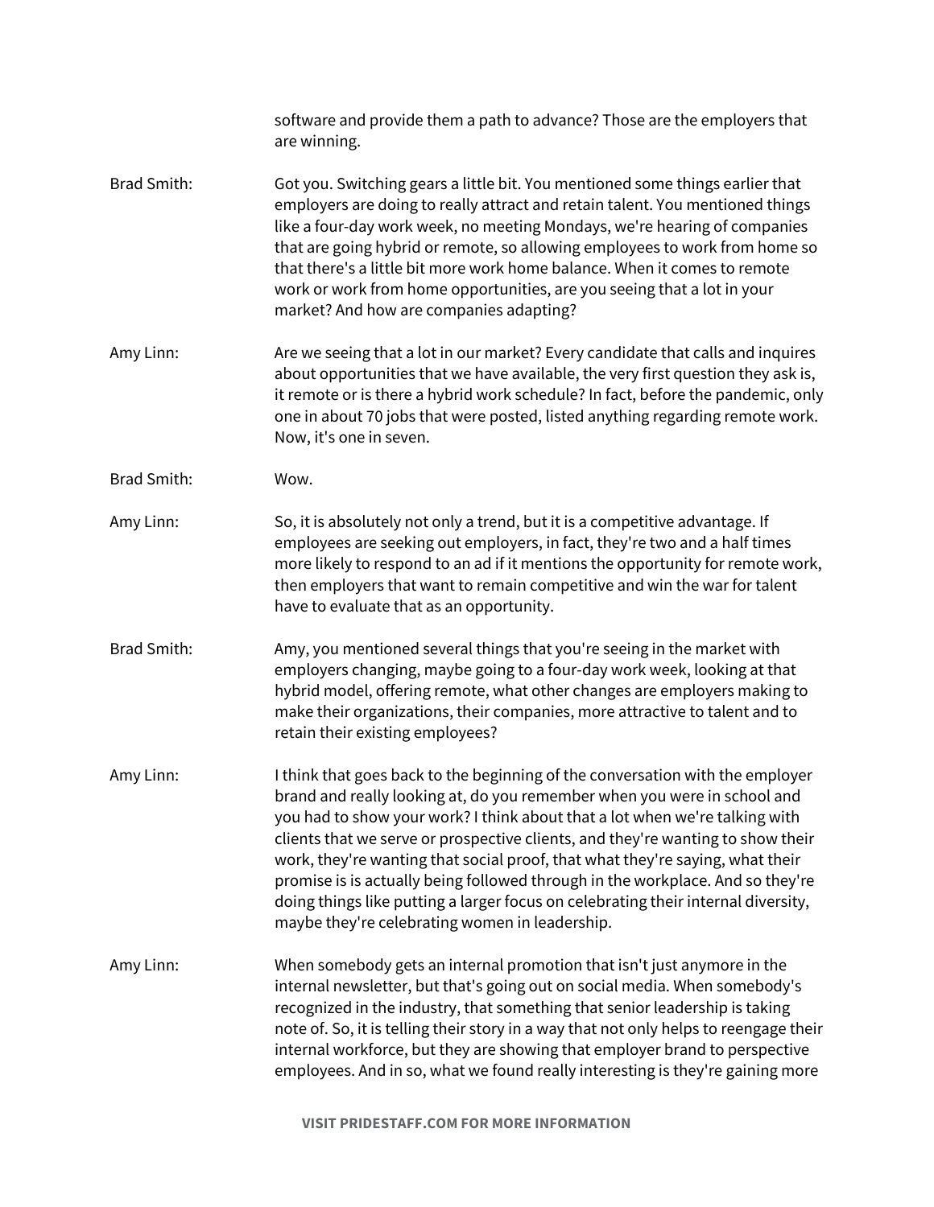software and provide them a path to advance? Those are the employers that are winning.

**Brad Smith:** Got you. Switching gears a little bit. You mentioned some things earlier that employers are doing to really attract and retain talent. You mentioned things like a four-day work week, no meeting Mondays, we're hearing of companies that are going hybrid or remote, so allowing employees to work from home so that there's a little bit more work home balance. When it comes to remote work or work from home opportunities, are you seeing that a lot in your market? And how are companies adapting?

**Amy Linn:** Are we seeing that a lot in our market? Every candidate that calls and inquires about opportunities that we have available, the very first question they ask is, it remote or is there a hybrid work schedule? In fact, before the pandemic, only one in about 70 jobs that were posted, listed anything regarding remote work. Now, it's one in seven.

**Brad Smith:** Wow.

**Amy Linn:** So, it is absolutely not only a trend, but it is a competitive advantage. If employees are seeking out employers, in fact, they're two and a half times more likely to respond to an ad if it mentions the opportunity for remote work, then employers that want to remain competitive and win the war for talent have to evaluate that as an opportunity.

**Brad Smith:** Amy, you mentioned several things that you're seeing in the market with employers changing, maybe going to a four-day work week, looking at that hybrid model, offering remote, what other changes are employers making to make their organizations, their companies, more attractive to talent and to retain their existing employees?

**Amy Linn:** I think that goes back to the beginning of the conversation with the employer brand and really looking at, do you remember when you were in school and you had to show your work? I think about that a lot when we're talking with clients that we serve or prospective clients, and they're wanting to show their work, they're wanting that social proof, that what they're saying, what their promise is is actually being followed through in the workplace. And so they're doing things like putting a larger focus on celebrating their internal diversity, maybe they're celebrating women in leadership.

**Amy Linn:** When somebody gets an internal promotion that isn't just anymore in the internal newsletter, but that's going out on social media. When somebody's recognized in the industry, that something that senior leadership is taking note of. So, it is telling their story in a way that not only helps to reengage their internal workforce, but they are showing that employer brand to perspective employees. And in so, what we found really interesting is they're gaining more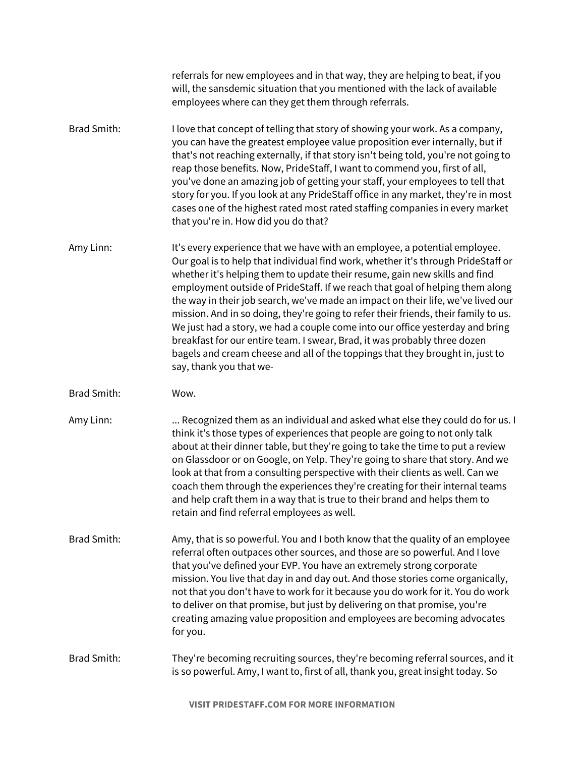referrals for new employees and in that way, they are helping to beat, if you will, the sansdemic situation that you mentioned with the lack of available employees where can they get them through referrals.

Brad Smith: I love that concept of telling that story of showing your work. As a company, you can have the greatest employee value proposition ever internally, but if that's not reaching externally, if that story isn't being told, you're not going to reap those benefits. Now, PrideStaff, I want to commend you, first of all, you've done an amazing job of getting your staff, your employees to tell that story for you. If you look at any PrideStaff office in any market, they're in most cases one of the highest rated most rated staffing companies in every market that you're in. How did you do that?

Amy Linn: It's every experience that we have with an employee, a potential employee. Our goal is to help that individual find work, whether it's through PrideStaff or whether it's helping them to update their resume, gain new skills and find employment outside of PrideStaff. If we reach that goal of helping them along the way in their job search, we've made an impact on their life, we've lived our mission. And in so doing, they're going to refer their friends, their family to us. We just had a story, we had a couple come into our office yesterday and bring breakfast for our entire team. I swear, Brad, it was probably three dozen bagels and cream cheese and all of the toppings that they brought in, just to say, thank you that we-

Brad Smith: Wow.

Amy Linn: ... Recognized them as an individual and asked what else they could do for us. I think it's those types of experiences that people are going to not only talk about at their dinner table, but they're going to take the time to put a review on Glassdoor or on Google, on Yelp. They're going to share that story. And we look at that from a consulting perspective with their clients as well. Can we coach them through the experiences they're creating for their internal teams and help craft them in a way that is true to their brand and helps them to retain and find referral employees as well.

Brad Smith: Amy, that is so powerful. You and I both know that the quality of an employee referral often outpaces other sources, and those are so powerful. And I love that you've defined your EVP. You have an extremely strong corporate mission. You live that day in and day out. And those stories come organically, not that you don't have to work for it because you do work for it. You do work to deliver on that promise, but just by delivering on that promise, you're creating amazing value proposition and employees are becoming advocates for you.

Brad Smith: They're becoming recruiting sources, they're becoming referral sources, and it is so powerful. Amy, I want to, first of all, thank you, great insight today. So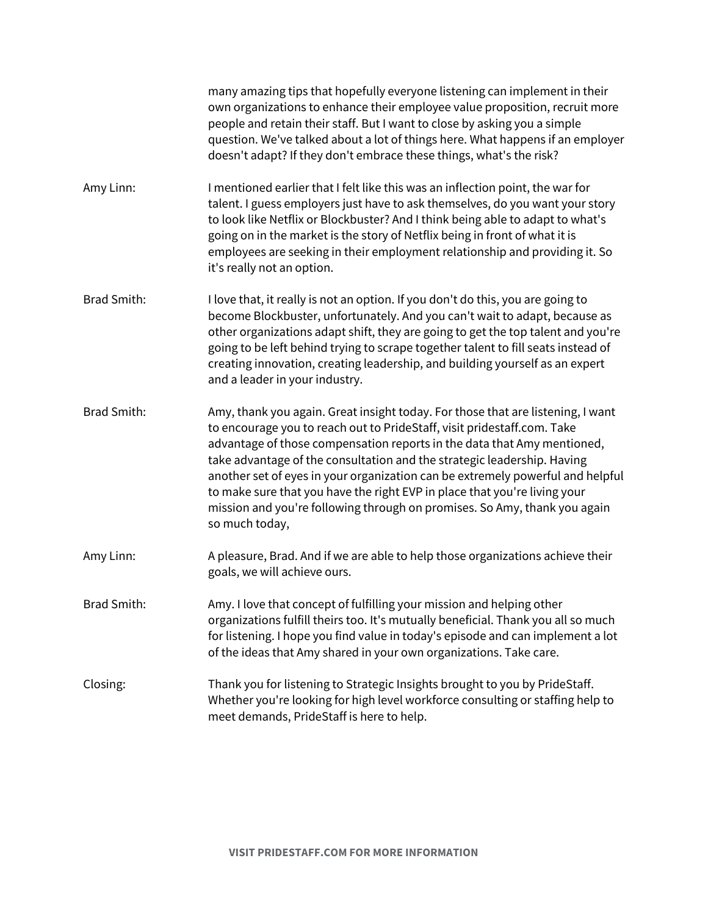many amazing tips that hopefully everyone listening can implement in their own organizations to enhance their employee value proposition, recruit more people and retain their staff. But I want to close by asking you a simple question. We've talked about a lot of things here. What happens if an employer doesn't adapt? If they don't embrace these things, what's the risk?

Amy Linn: I mentioned earlier that I felt like this was an inflection point, the war for talent. I guess employers just have to ask themselves, do you want your story to look like Netflix or Blockbuster? And I think being able to adapt to what's going on in the market is the story of Netflix being in front of what it is employees are seeking in their employment relationship and providing it. So it's really not an option.

Brad Smith: I love that, it really is not an option. If you don't do this, you are going to become Blockbuster, unfortunately. And you can't wait to adapt, because as other organizations adapt shift, they are going to get the top talent and you're going to be left behind trying to scrape together talent to fill seats instead of creating innovation, creating leadership, and building yourself as an expert and a leader in your industry.

Brad Smith: Amy, thank you again. Great insight today. For those that are listening, I want to encourage you to reach out to PrideStaff, visit pridestaff.com. Take advantage of those compensation reports in the data that Amy mentioned, take advantage of the consultation and the strategic leadership. Having another set of eyes in your organization can be extremely powerful and helpful to make sure that you have the right EVP in place that you're living your mission and you're following through on promises. So Amy, thank you again so much today,

Amy Linn: A pleasure, Brad. And if we are able to help those organizations achieve their goals, we will achieve ours.

Brad Smith: Amy. I love that concept of fulfilling your mission and helping other organizations fulfill theirs too. It's mutually beneficial. Thank you all so much for listening. I hope you find value in today's episode and can implement a lot of the ideas that Amy shared in your own organizations. Take care.

Closing: Thank you for listening to Strategic Insights brought to you by PrideStaff. Whether you're looking for high level workforce consulting or staffing help to meet demands, PrideStaff is here to help.